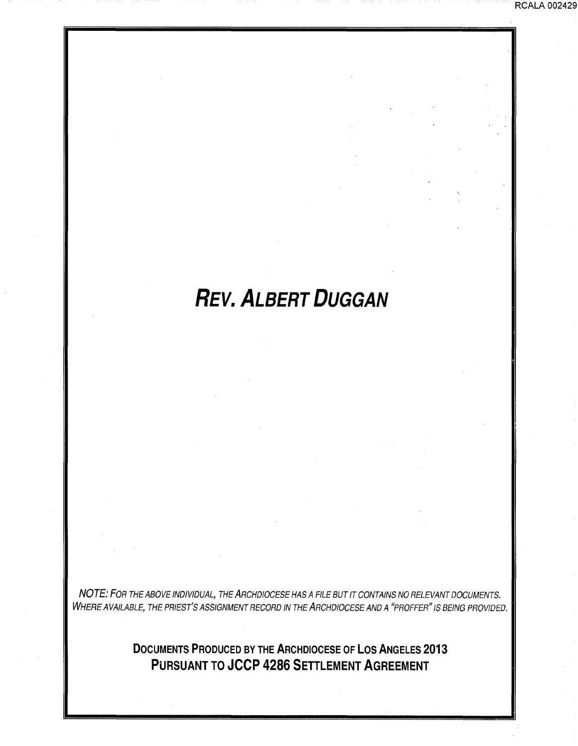# *Rev. Albert Duggan*

*NOTE: For the above individual, the Archdiocese has a file but it contains no relevant documents. Where available, the priest's assignment record in the Archdiocese and a "proffer" is being provided.*

**Documents Produced by the Archdiocese of Los Angeles 2013**
**Pursuant to JCCP 4286 Settlement Agreement**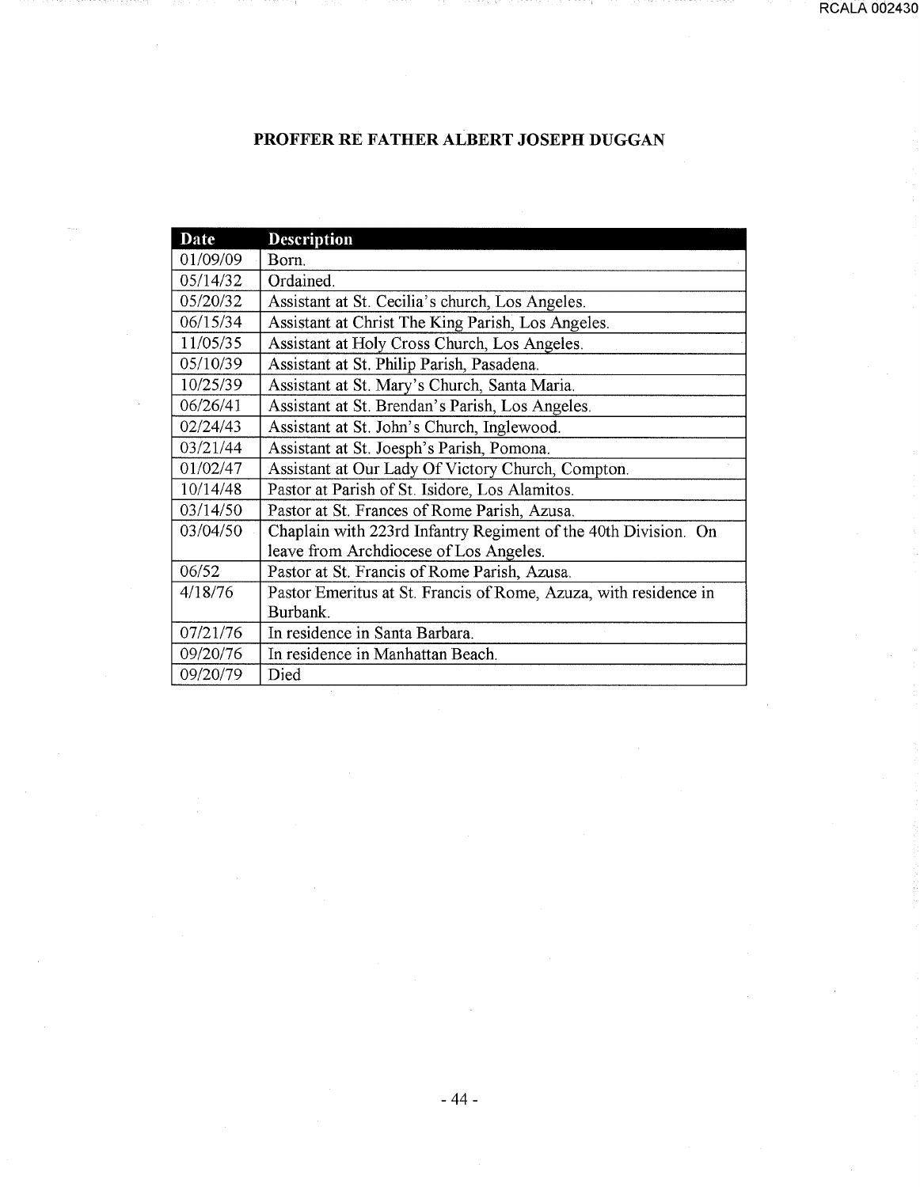**PROFFER RE FATHER ALBERT JOSEPH DUGGAN**

| Date | Description |
|---|---|
| 01/09/09 | Born. |
| 05/14/32 | Ordained. |
| 05/20/32 | Assistant at St. Cecilia's church, Los Angeles. |
| 06/15/34 | Assistant at Christ The King Parish, Los Angeles. |
| 11/05/35 | Assistant at Holy Cross Church, Los Angeles. |
| 05/10/39 | Assistant at St. Philip Parish, Pasadena. |
| 10/25/39 | Assistant at St. Mary's Church, Santa Maria. |
| 06/26/41 | Assistant at St. Brendan's Parish, Los Angeles. |
| 02/24/43 | Assistant at St. John's Church, Inglewood. |
| 03/21/44 | Assistant at St. Joesph's Parish, Pomona. |
| 01/02/47 | Assistant at Our Lady Of Victory Church, Compton. |
| 10/14/48 | Pastor at Parish of St. Isidore, Los Alamitos. |
| 03/14/50 | Pastor at St. Frances of Rome Parish, Azusa. |
| 03/04/50 | Chaplain with 223rd Infantry Regiment of the 40th Division. On leave from Archdiocese of Los Angeles. |
| 06/52 | Pastor at St. Francis of Rome Parish, Azusa. |
| 4/18/76 | Pastor Emeritus at St. Francis of Rome, Azuza, with residence in Burbank. |
| 07/21/76 | In residence in Santa Barbara. |
| 09/20/76 | In residence in Manhattan Beach. |
| 09/20/79 | Died |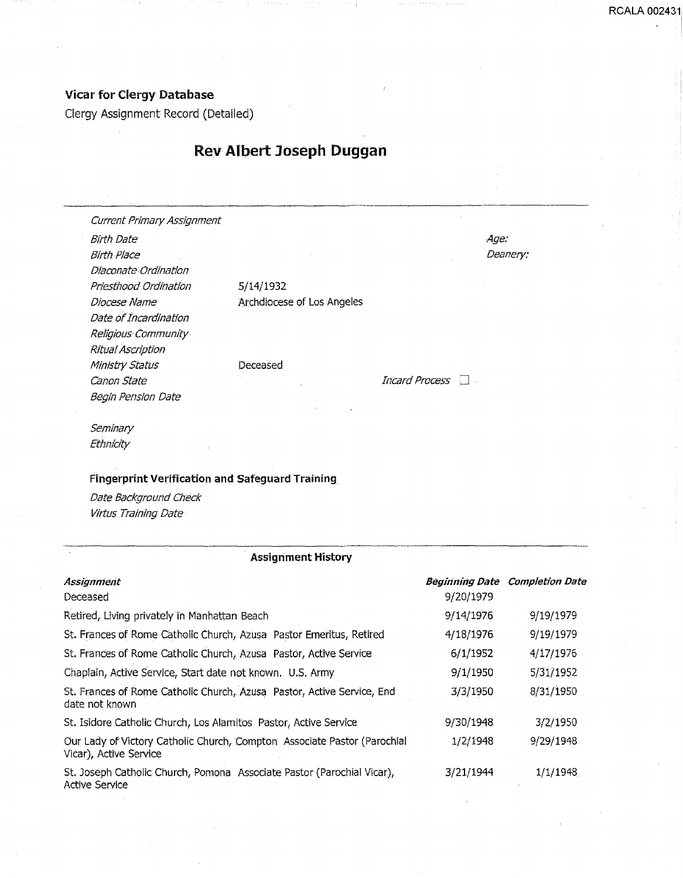**Vicar for Clergy Database**

Clergy Assignment Record (Detailed)

## Rev Albert Joseph Duggan

*Current Primary Assignment*

*Birth Date* *Age:*

*Birth Place* *Deanery:*

*Diaconate Ordination*

*Priesthood Ordination* 5/14/1932

*Diocese Name* Archdiocese of Los Angeles

*Date of Incardination*

*Religious Community*

*Ritual Ascription*

*Ministry Status* Deceased

*Canon State* *Incard Process* ☐

*Begin Pension Date*

*Seminary*

*Ethnicity*

**Fingerprint Verification and Safeguard Training**

*Date Background Check*

*Virtus Training Date*

**Assignment History**

| *Assignment* | *Beginning Date* | *Completion Date* |
|---|---|---|
| Deceased | 9/20/1979 | |
| Retired, Living privately in Manhattan Beach | 9/14/1976 | 9/19/1979 |
| St. Frances of Rome Catholic Church, Azusa Pastor Emeritus, Retired | 4/18/1976 | 9/19/1979 |
| St. Frances of Rome Catholic Church, Azusa Pastor, Active Service | 6/1/1952 | 4/17/1976 |
| Chaplain, Active Service, Start date not known. U.S. Army | 9/1/1950 | 5/31/1952 |
| St. Frances of Rome Catholic Church, Azusa Pastor, Active Service, End date not known | 3/3/1950 | 8/31/1950 |
| St. Isidore Catholic Church, Los Alamitos Pastor, Active Service | 9/30/1948 | 3/2/1950 |
| Our Lady of Victory Catholic Church, Compton Associate Pastor (Parochial Vicar), Active Service | 1/2/1948 | 9/29/1948 |
| St. Joseph Catholic Church, Pomona Associate Pastor (Parochial Vicar), Active Service | 3/21/1944 | 1/1/1948 |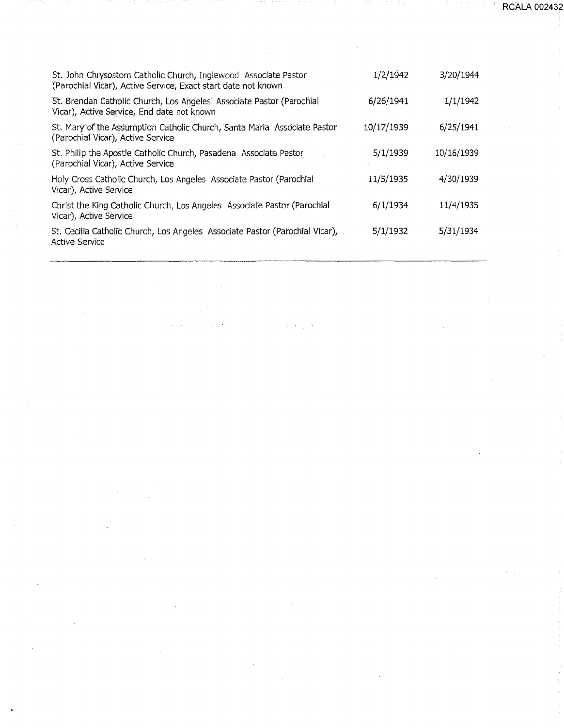| | | |
|---|---|---|
| St. John Chrysostom Catholic Church, Inglewood Associate Pastor (Parochial Vicar), Active Service; Exact start date not known | 1/2/1942 | 3/20/1944 |
| St. Brendan Catholic Church, Los Angeles Associate Pastor (Parochial Vicar), Active Service, End date not known | 6/26/1941 | 1/1/1942 |
| St. Mary of the Assumption Catholic Church, Santa Maria Associate Pastor (Parochial Vicar), Active Service | 10/17/1939 | 6/25/1941 |
| St. Philip the Apostle Catholic Church, Pasadena Associate Pastor (Parochial Vicar), Active Service | 5/1/1939 | 10/16/1939 |
| Holy Cross Catholic Church, Los Angeles Associate Pastor (Parochial Vicar), Active Service | 11/5/1935 | 4/30/1939 |
| Christ the King Catholic Church, Los Angeles Associate Pastor (Parochial Vicar), Active Service | 6/1/1934 | 11/4/1935 |
| St. Cecilia Catholic Church, Los Angeles Associate Pastor (Parochial Vicar), Active Service | 5/1/1932 | 5/31/1934 |